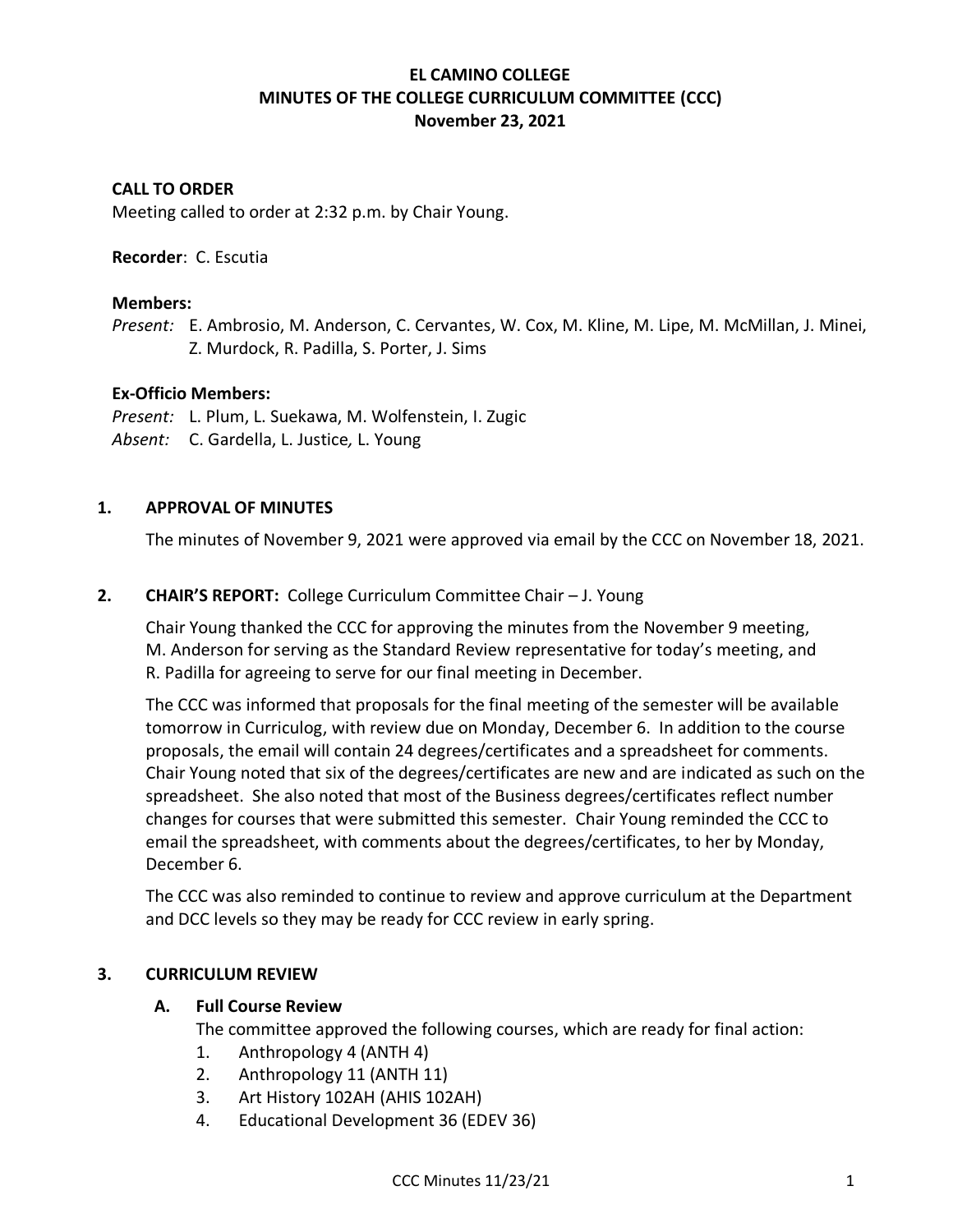# EL CAMINO COLLEGE
# MINUTES OF THE COLLEGE CURRICULUM COMMITTEE (CCC)
# November 23, 2021

**CALL TO ORDER**
Meeting called to order at 2:32 p.m. by Chair Young.

**Recorder**: C. Escutia

**Members:**
*Present:* E. Ambrosio, M. Anderson, C. Cervantes, W. Cox, M. Kline, M. Lipe, M. McMillan, J. Minei, Z. Murdock, R. Padilla, S. Porter, J. Sims

**Ex-Officio Members:**
*Present:* L. Plum, L. Suekawa, M. Wolfenstein, I. Zugic
*Absent:* C. Gardella, L. Justice*,* L. Young

## 1. APPROVAL OF MINUTES

The minutes of November 9, 2021 were approved via email by the CCC on November 18, 2021.

## 2. CHAIR'S REPORT: College Curriculum Committee Chair – J. Young

Chair Young thanked the CCC for approving the minutes from the November 9 meeting, M. Anderson for serving as the Standard Review representative for today's meeting, and R. Padilla for agreeing to serve for our final meeting in December.

The CCC was informed that proposals for the final meeting of the semester will be available tomorrow in Curriculog, with review due on Monday, December 6. In addition to the course proposals, the email will contain 24 degrees/certificates and a spreadsheet for comments. Chair Young noted that six of the degrees/certificates are new and are indicated as such on the spreadsheet. She also noted that most of the Business degrees/certificates reflect number changes for courses that were submitted this semester. Chair Young reminded the CCC to email the spreadsheet, with comments about the degrees/certificates, to her by Monday, December 6.

The CCC was also reminded to continue to review and approve curriculum at the Department and DCC levels so they may be ready for CCC review in early spring.

## 3. CURRICULUM REVIEW

### A. Full Course Review

The committee approved the following courses, which are ready for final action:

1. Anthropology 4 (ANTH 4)
2. Anthropology 11 (ANTH 11)
3. Art History 102AH (AHIS 102AH)
4. Educational Development 36 (EDEV 36)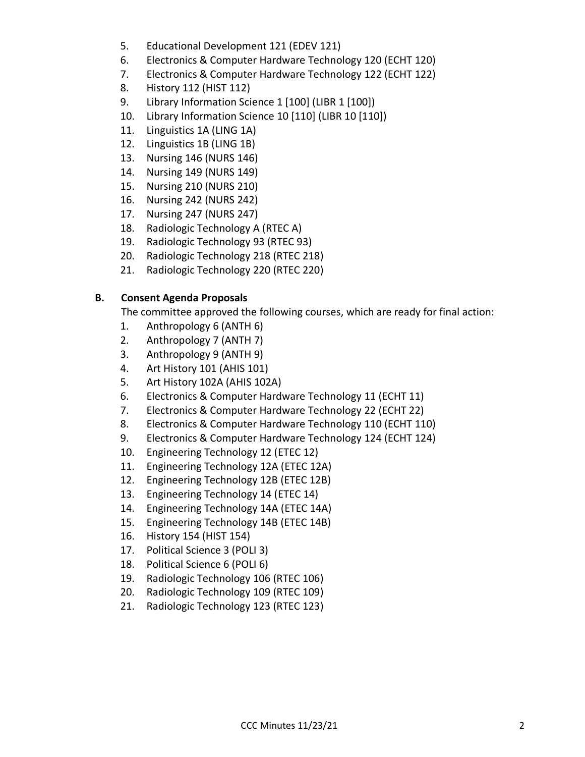5. Educational Development 121 (EDEV 121)
6. Electronics & Computer Hardware Technology 120 (ECHT 120)
7. Electronics & Computer Hardware Technology 122 (ECHT 122)
8. History 112 (HIST 112)
9. Library Information Science 1 [100] (LIBR 1 [100])
10. Library Information Science 10 [110] (LIBR 10 [110])
11. Linguistics 1A (LING 1A)
12. Linguistics 1B (LING 1B)
13. Nursing 146 (NURS 146)
14. Nursing 149 (NURS 149)
15. Nursing 210 (NURS 210)
16. Nursing 242 (NURS 242)
17. Nursing 247 (NURS 247)
18. Radiologic Technology A (RTEC A)
19. Radiologic Technology 93 (RTEC 93)
20. Radiologic Technology 218 (RTEC 218)
21. Radiologic Technology 220 (RTEC 220)

**B. Consent Agenda Proposals**

The committee approved the following courses, which are ready for final action:

1. Anthropology 6 (ANTH 6)
2. Anthropology 7 (ANTH 7)
3. Anthropology 9 (ANTH 9)
4. Art History 101 (AHIS 101)
5. Art History 102A (AHIS 102A)
6. Electronics & Computer Hardware Technology 11 (ECHT 11)
7. Electronics & Computer Hardware Technology 22 (ECHT 22)
8. Electronics & Computer Hardware Technology 110 (ECHT 110)
9. Electronics & Computer Hardware Technology 124 (ECHT 124)
10. Engineering Technology 12 (ETEC 12)
11. Engineering Technology 12A (ETEC 12A)
12. Engineering Technology 12B (ETEC 12B)
13. Engineering Technology 14 (ETEC 14)
14. Engineering Technology 14A (ETEC 14A)
15. Engineering Technology 14B (ETEC 14B)
16. History 154 (HIST 154)
17. Political Science 3 (POLI 3)
18. Political Science 6 (POLI 6)
19. Radiologic Technology 106 (RTEC 106)
20. Radiologic Technology 109 (RTEC 109)
21. Radiologic Technology 123 (RTEC 123)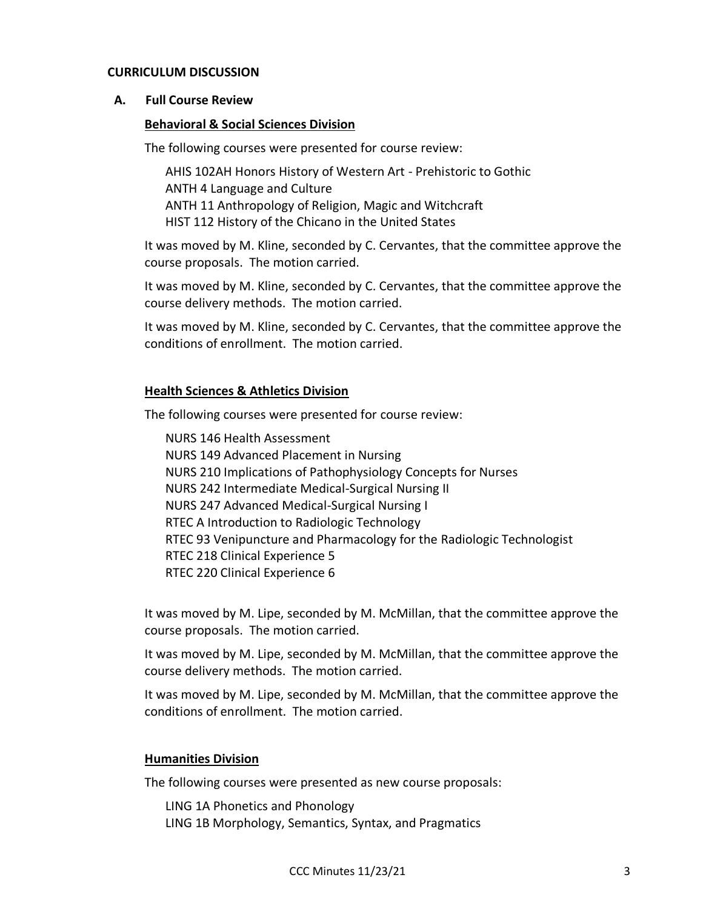## CURRICULUM DISCUSSION

### A. Full Course Review

**Behavioral & Social Sciences Division**

The following courses were presented for course review:

AHIS 102AH Honors History of Western Art - Prehistoric to Gothic
ANTH 4 Language and Culture
ANTH 11 Anthropology of Religion, Magic and Witchcraft
HIST 112 History of the Chicano in the United States

It was moved by M. Kline, seconded by C. Cervantes, that the committee approve the course proposals. The motion carried.

It was moved by M. Kline, seconded by C. Cervantes, that the committee approve the course delivery methods. The motion carried.

It was moved by M. Kline, seconded by C. Cervantes, that the committee approve the conditions of enrollment. The motion carried.

**Health Sciences & Athletics Division**

The following courses were presented for course review:

NURS 146 Health Assessment
NURS 149 Advanced Placement in Nursing
NURS 210 Implications of Pathophysiology Concepts for Nurses
NURS 242 Intermediate Medical-Surgical Nursing II
NURS 247 Advanced Medical-Surgical Nursing I
RTEC A Introduction to Radiologic Technology
RTEC 93 Venipuncture and Pharmacology for the Radiologic Technologist
RTEC 218 Clinical Experience 5
RTEC 220 Clinical Experience 6

It was moved by M. Lipe, seconded by M. McMillan, that the committee approve the course proposals. The motion carried.

It was moved by M. Lipe, seconded by M. McMillan, that the committee approve the course delivery methods. The motion carried.

It was moved by M. Lipe, seconded by M. McMillan, that the committee approve the conditions of enrollment. The motion carried.

**Humanities Division**

The following courses were presented as new course proposals:

LING 1A Phonetics and Phonology
LING 1B Morphology, Semantics, Syntax, and Pragmatics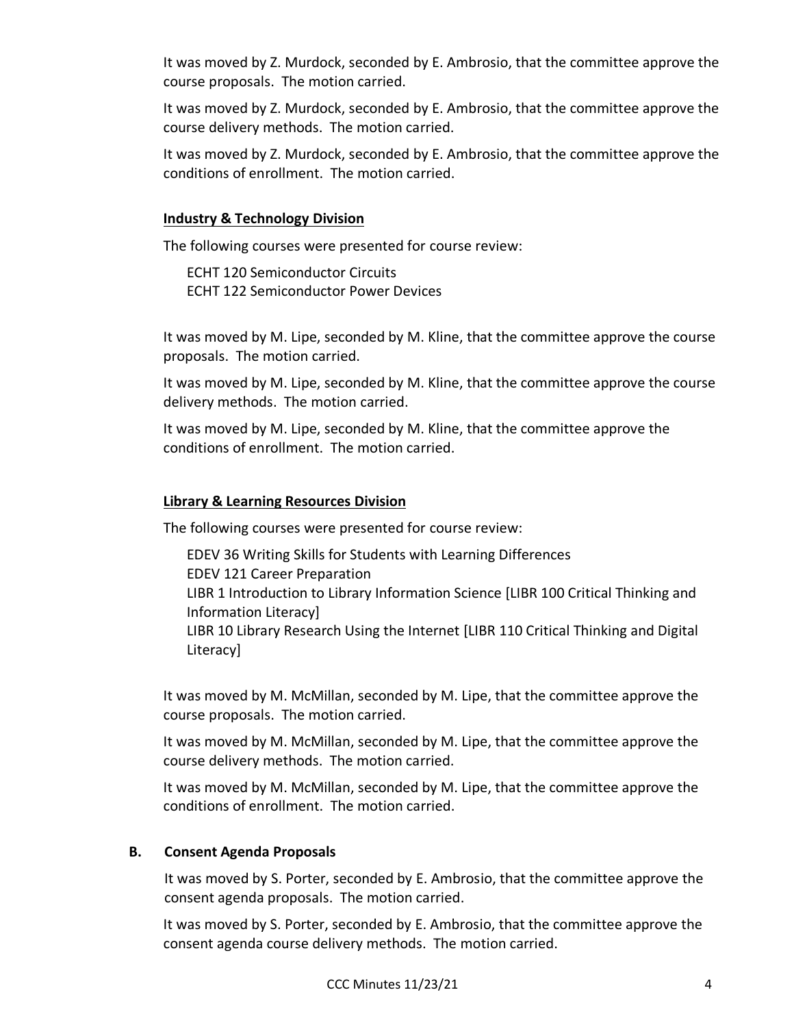It was moved by Z. Murdock, seconded by E. Ambrosio, that the committee approve the course proposals. The motion carried.

It was moved by Z. Murdock, seconded by E. Ambrosio, that the committee approve the course delivery methods. The motion carried.

It was moved by Z. Murdock, seconded by E. Ambrosio, that the committee approve the conditions of enrollment. The motion carried.

**Industry & Technology Division**

The following courses were presented for course review:

ECHT 120 Semiconductor Circuits
ECHT 122 Semiconductor Power Devices

It was moved by M. Lipe, seconded by M. Kline, that the committee approve the course proposals. The motion carried.

It was moved by M. Lipe, seconded by M. Kline, that the committee approve the course delivery methods. The motion carried.

It was moved by M. Lipe, seconded by M. Kline, that the committee approve the conditions of enrollment. The motion carried.

**Library & Learning Resources Division**

The following courses were presented for course review:

EDEV 36 Writing Skills for Students with Learning Differences
EDEV 121 Career Preparation
LIBR 1 Introduction to Library Information Science [LIBR 100 Critical Thinking and Information Literacy]
LIBR 10 Library Research Using the Internet [LIBR 110 Critical Thinking and Digital Literacy]

It was moved by M. McMillan, seconded by M. Lipe, that the committee approve the course proposals. The motion carried.

It was moved by M. McMillan, seconded by M. Lipe, that the committee approve the course delivery methods. The motion carried.

It was moved by M. McMillan, seconded by M. Lipe, that the committee approve the conditions of enrollment. The motion carried.

**B. Consent Agenda Proposals**

It was moved by S. Porter, seconded by E. Ambrosio, that the committee approve the consent agenda proposals. The motion carried.

It was moved by S. Porter, seconded by E. Ambrosio, that the committee approve the consent agenda course delivery methods. The motion carried.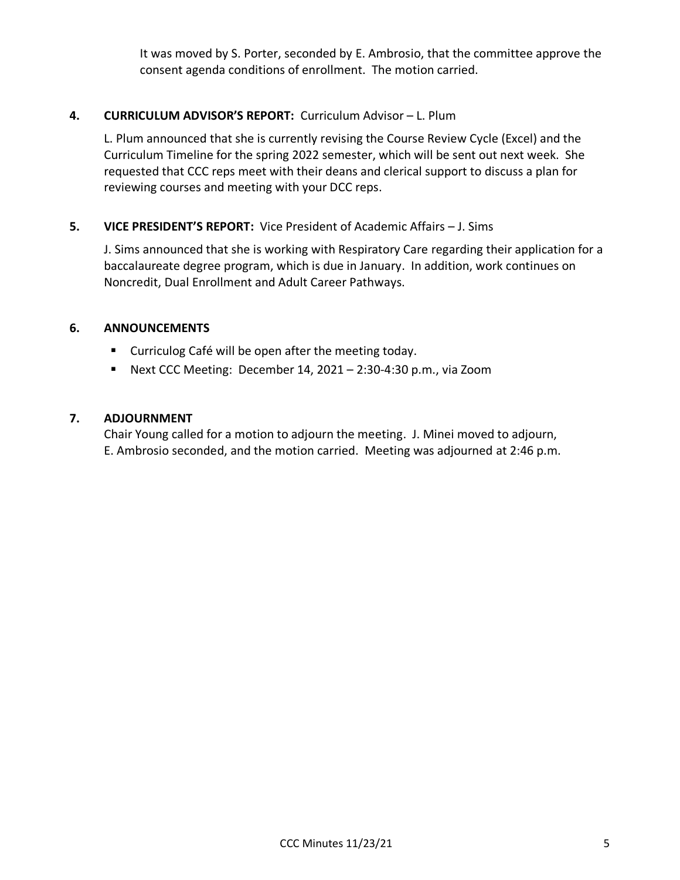It was moved by S. Porter, seconded by E. Ambrosio, that the committee approve the consent agenda conditions of enrollment. The motion carried.

## 4. CURRICULUM ADVISOR'S REPORT: Curriculum Advisor – L. Plum

L. Plum announced that she is currently revising the Course Review Cycle (Excel) and the Curriculum Timeline for the spring 2022 semester, which will be sent out next week. She requested that CCC reps meet with their deans and clerical support to discuss a plan for reviewing courses and meeting with your DCC reps.

## 5. VICE PRESIDENT'S REPORT: Vice President of Academic Affairs – J. Sims

J. Sims announced that she is working with Respiratory Care regarding their application for a baccalaureate degree program, which is due in January. In addition, work continues on Noncredit, Dual Enrollment and Adult Career Pathways.

## 6. ANNOUNCEMENTS

- Curriculog Café will be open after the meeting today.
- Next CCC Meeting: December 14, 2021 – 2:30-4:30 p.m., via Zoom

## 7. ADJOURNMENT

Chair Young called for a motion to adjourn the meeting. J. Minei moved to adjourn, E. Ambrosio seconded, and the motion carried. Meeting was adjourned at 2:46 p.m.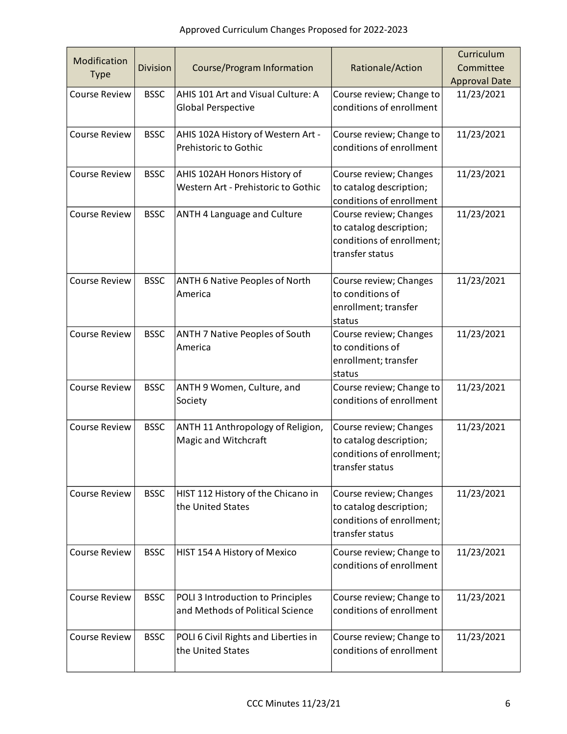Approved Curriculum Changes Proposed for 2022-2023

| Modification Type | Division | Course/Program Information | Rationale/Action | Curriculum Committee Approval Date |
|---|---|---|---|---|
| Course Review | BSSC | AHIS 101 Art and Visual Culture: A Global Perspective | Course review; Change to conditions of enrollment | 11/23/2021 |
| Course Review | BSSC | AHIS 102A History of Western Art - Prehistoric to Gothic | Course review; Change to conditions of enrollment | 11/23/2021 |
| Course Review | BSSC | AHIS 102AH Honors History of Western Art - Prehistoric to Gothic | Course review; Changes to catalog description; conditions of enrollment | 11/23/2021 |
| Course Review | BSSC | ANTH 4 Language and Culture | Course review; Changes to catalog description; conditions of enrollment; transfer status | 11/23/2021 |
| Course Review | BSSC | ANTH 6 Native Peoples of North America | Course review; Changes to conditions of enrollment; transfer status | 11/23/2021 |
| Course Review | BSSC | ANTH 7 Native Peoples of South America | Course review; Changes to conditions of enrollment; transfer status | 11/23/2021 |
| Course Review | BSSC | ANTH 9 Women, Culture, and Society | Course review; Change to conditions of enrollment | 11/23/2021 |
| Course Review | BSSC | ANTH 11 Anthropology of Religion, Magic and Witchcraft | Course review; Changes to catalog description; conditions of enrollment; transfer status | 11/23/2021 |
| Course Review | BSSC | HIST 112 History of the Chicano in the United States | Course review; Changes to catalog description; conditions of enrollment; transfer status | 11/23/2021 |
| Course Review | BSSC | HIST 154 A History of Mexico | Course review; Change to conditions of enrollment | 11/23/2021 |
| Course Review | BSSC | POLI 3 Introduction to Principles and Methods of Political Science | Course review; Change to conditions of enrollment | 11/23/2021 |
| Course Review | BSSC | POLI 6 Civil Rights and Liberties in the United States | Course review; Change to conditions of enrollment | 11/23/2021 |

CCC Minutes 11/23/21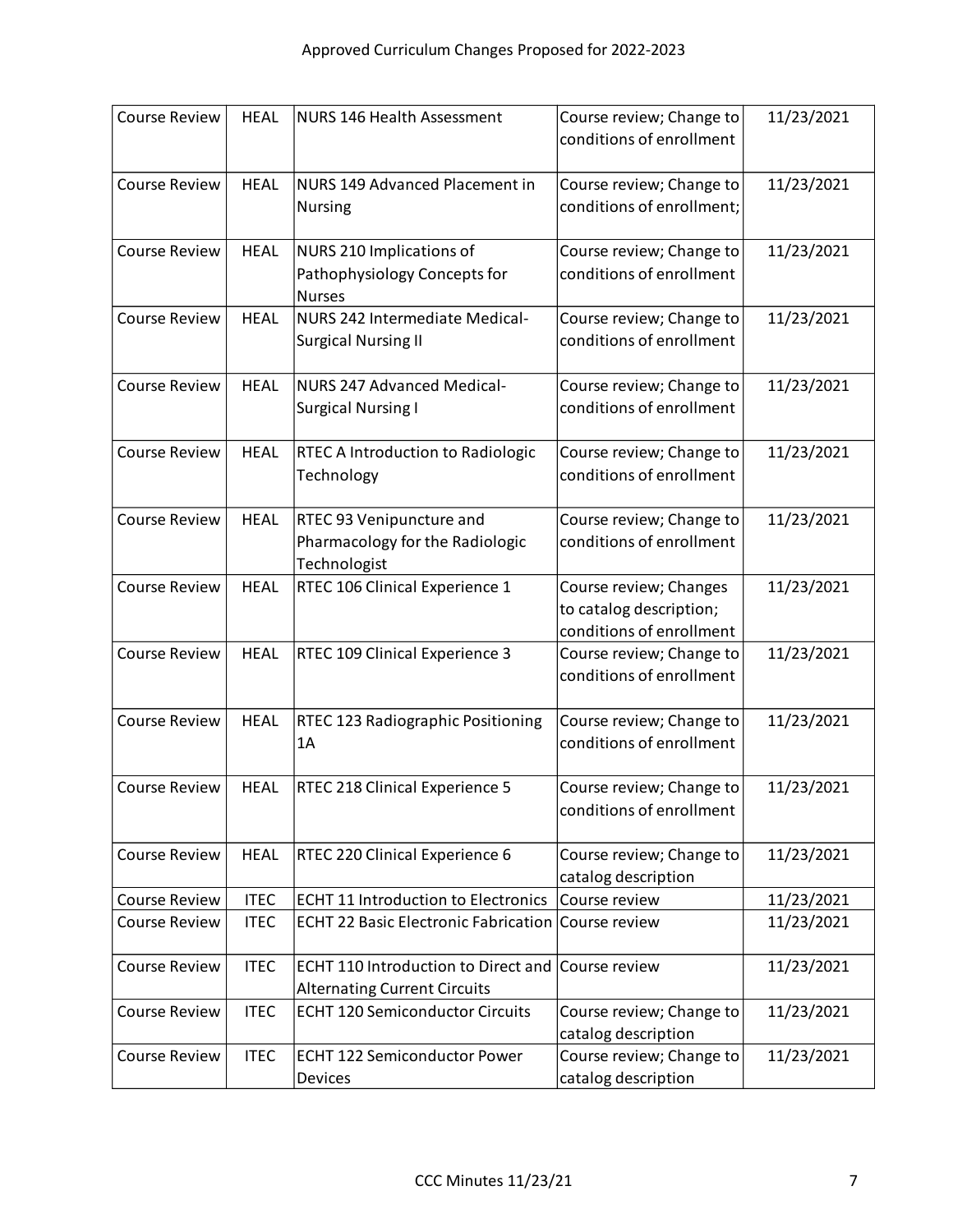# Approved Curriculum Changes Proposed for 2022-2023

| | | | | |
|---|---|---|---|---|
| Course Review | HEAL | NURS 146 Health Assessment | Course review; Change to conditions of enrollment | 11/23/2021 |
| Course Review | HEAL | NURS 149 Advanced Placement in Nursing | Course review; Change to conditions of enrollment; | 11/23/2021 |
| Course Review | HEAL | NURS 210 Implications of Pathophysiology Concepts for Nurses | Course review; Change to conditions of enrollment | 11/23/2021 |
| Course Review | HEAL | NURS 242 Intermediate Medical-Surgical Nursing II | Course review; Change to conditions of enrollment | 11/23/2021 |
| Course Review | HEAL | NURS 247 Advanced Medical-Surgical Nursing I | Course review; Change to conditions of enrollment | 11/23/2021 |
| Course Review | HEAL | RTEC A Introduction to Radiologic Technology | Course review; Change to conditions of enrollment | 11/23/2021 |
| Course Review | HEAL | RTEC 93 Venipuncture and Pharmacology for the Radiologic Technologist | Course review; Change to conditions of enrollment | 11/23/2021 |
| Course Review | HEAL | RTEC 106 Clinical Experience 1 | Course review; Changes to catalog description; conditions of enrollment | 11/23/2021 |
| Course Review | HEAL | RTEC 109 Clinical Experience 3 | Course review; Change to conditions of enrollment | 11/23/2021 |
| Course Review | HEAL | RTEC 123 Radiographic Positioning 1A | Course review; Change to conditions of enrollment | 11/23/2021 |
| Course Review | HEAL | RTEC 218 Clinical Experience 5 | Course review; Change to conditions of enrollment | 11/23/2021 |
| Course Review | HEAL | RTEC 220 Clinical Experience 6 | Course review; Change to catalog description | 11/23/2021 |
| Course Review | ITEC | ECHT 11 Introduction to Electronics | Course review | 11/23/2021 |
| Course Review | ITEC | ECHT 22 Basic Electronic Fabrication | Course review | 11/23/2021 |
| Course Review | ITEC | ECHT 110 Introduction to Direct and Alternating Current Circuits | Course review | 11/23/2021 |
| Course Review | ITEC | ECHT 120 Semiconductor Circuits | Course review; Change to catalog description | 11/23/2021 |
| Course Review | ITEC | ECHT 122 Semiconductor Power Devices | Course review; Change to catalog description | 11/23/2021 |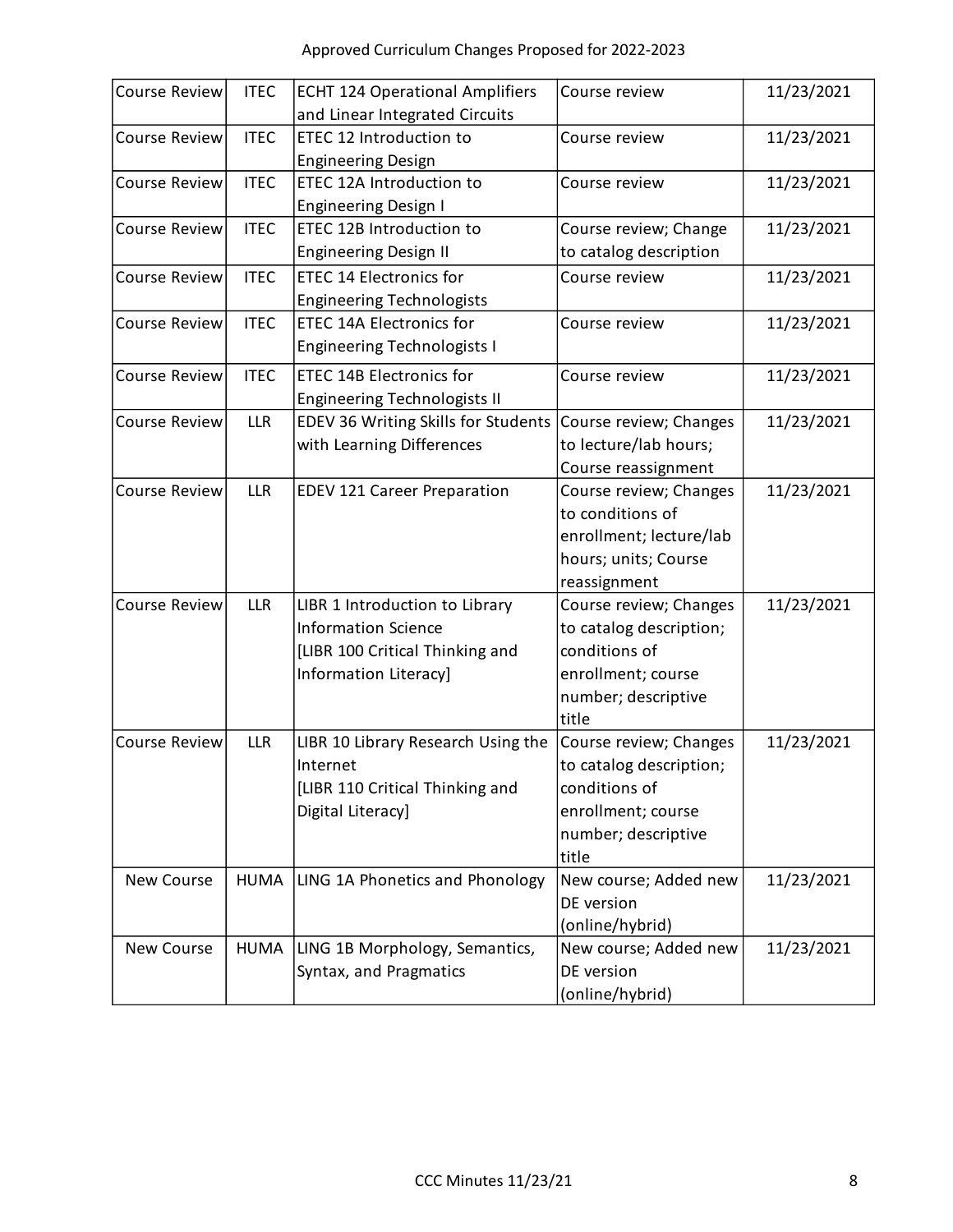| | | | | |
|---|---|---|---|---|
| Course Review | ITEC | ECHT 124 Operational Amplifiers and Linear Integrated Circuits | Course review | 11/23/2021 |
| Course Review | ITEC | ETEC 12 Introduction to Engineering Design | Course review | 11/23/2021 |
| Course Review | ITEC | ETEC 12A Introduction to Engineering Design I | Course review | 11/23/2021 |
| Course Review | ITEC | ETEC 12B Introduction to Engineering Design II | Course review; Change to catalog description | 11/23/2021 |
| Course Review | ITEC | ETEC 14 Electronics for Engineering Technologists | Course review | 11/23/2021 |
| Course Review | ITEC | ETEC 14A Electronics for Engineering Technologists I | Course review | 11/23/2021 |
| Course Review | ITEC | ETEC 14B Electronics for Engineering Technologists II | Course review | 11/23/2021 |
| Course Review | LLR | EDEV 36 Writing Skills for Students with Learning Differences | Course review; Changes to lecture/lab hours; Course reassignment | 11/23/2021 |
| Course Review | LLR | EDEV 121 Career Preparation | Course review; Changes to conditions of enrollment; lecture/lab hours; units; Course reassignment | 11/23/2021 |
| Course Review | LLR | LIBR 1 Introduction to Library Information Science [LIBR 100 Critical Thinking and Information Literacy] | Course review; Changes to catalog description; conditions of enrollment; course number; descriptive title | 11/23/2021 |
| Course Review | LLR | LIBR 10 Library Research Using the Internet [LIBR 110 Critical Thinking and Digital Literacy] | Course review; Changes to catalog description; conditions of enrollment; course number; descriptive title | 11/23/2021 |
| New Course | HUMA | LING 1A Phonetics and Phonology | New course; Added new DE version (online/hybrid) | 11/23/2021 |
| New Course | HUMA | LING 1B Morphology, Semantics, Syntax, and Pragmatics | New course; Added new DE version (online/hybrid) | 11/23/2021 |